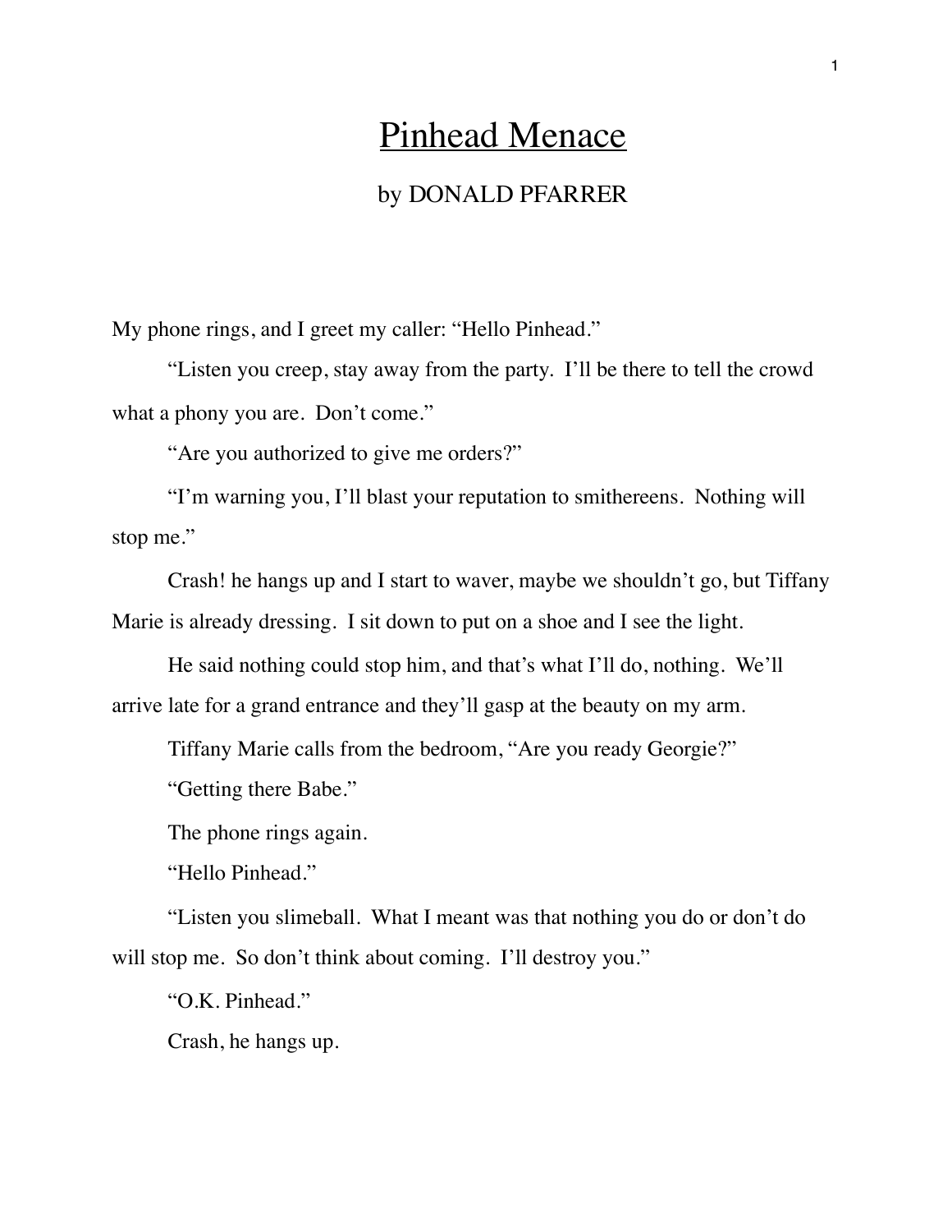# Pinhead Menace

by DONALD PFARRER

My phone rings, and I greet my caller: "Hello Pinhead."

"Listen you creep, stay away from the party. I'll be there to tell the crowd what a phony you are. Don't come."

"Are you authorized to give me orders?"

"I'm warning you, I'll blast your reputation to smithereens. Nothing will stop me."

Crash! he hangs up and I start to waver, maybe we shouldn't go, but Tiffany Marie is already dressing. I sit down to put on a shoe and I see the light.

He said nothing could stop him, and that's what I'll do, nothing. We'll arrive late for a grand entrance and they'll gasp at the beauty on my arm.

Tiffany Marie calls from the bedroom, "Are you ready Georgie?"

"Getting there Babe."

The phone rings again.

"Hello Pinhead."

"Listen you slimeball. What I meant was that nothing you do or don't do will stop me. So don't think about coming. I'll destroy you."

"O.K. Pinhead."

Crash, he hangs up.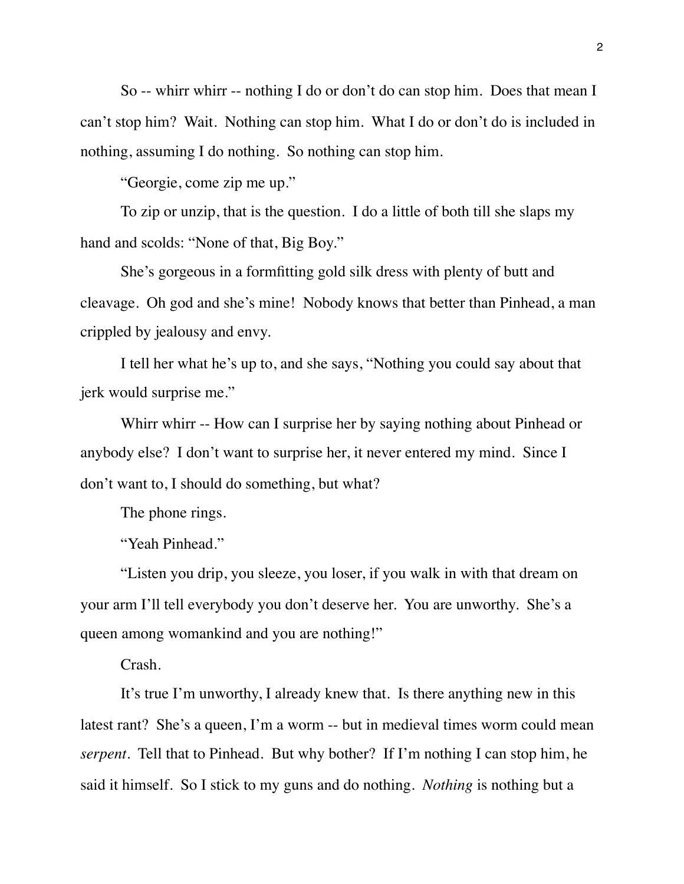So -- whirr whirr -- nothing I do or don't do can stop him. Does that mean I can't stop him? Wait. Nothing can stop him. What I do or don't do is included in nothing, assuming I do nothing. So nothing can stop him.

"Georgie, come zip me up."

To zip or unzip, that is the question. I do a little of both till she slaps my hand and scolds: "None of that, Big Boy."

She's gorgeous in a formfitting gold silk dress with plenty of butt and cleavage. Oh god and she's mine! Nobody knows that better than Pinhead, a man crippled by jealousy and envy.

I tell her what he's up to, and she says, "Nothing you could say about that jerk would surprise me."

Whirr whirr -- How can I surprise her by saying nothing about Pinhead or anybody else? I don't want to surprise her, it never entered my mind. Since I don't want to, I should do something, but what?

The phone rings.

"Yeah Pinhead."

"Listen you drip, you sleeze, you loser, if you walk in with that dream on your arm I'll tell everybody you don't deserve her. You are unworthy. She's a queen among womankind and you are nothing!"

Crash.

It's true I'm unworthy, I already knew that. Is there anything new in this latest rant? She's a queen, I'm a worm -- but in medieval times worm could mean *serpent*. Tell that to Pinhead. But why bother? If I'm nothing I can stop him, he said it himself. So I stick to my guns and do nothing. *Nothing* is nothing but a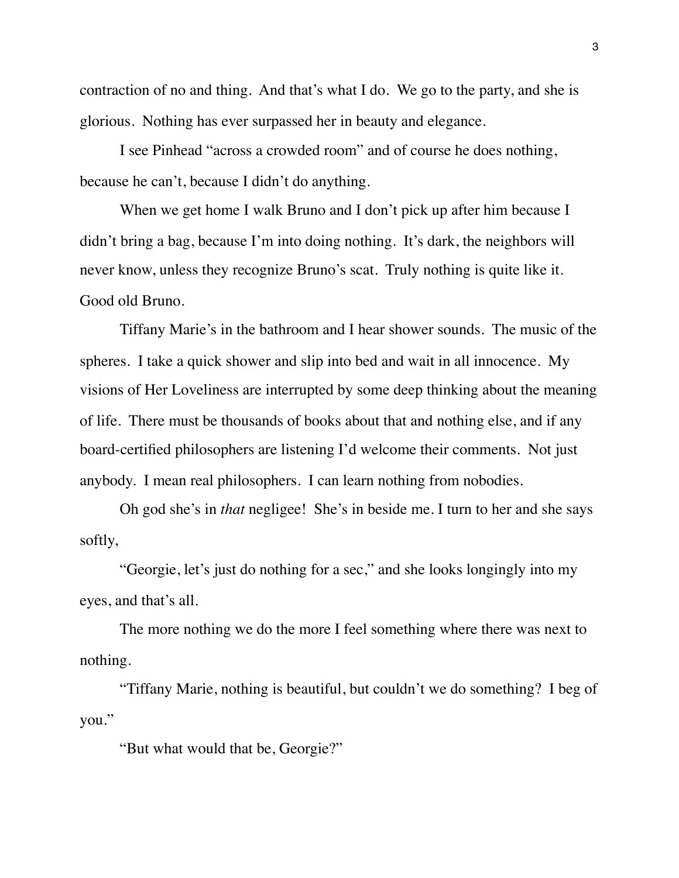contraction of no and thing. And that's what I do. We go to the party, and she is glorious. Nothing has ever surpassed her in beauty and elegance.

I see Pinhead "across a crowded room" and of course he does nothing, because he can't, because I didn't do anything.

When we get home I walk Bruno and I don't pick up after him because I didn't bring a bag, because I'm into doing nothing. It's dark, the neighbors will never know, unless they recognize Bruno's scat. Truly nothing is quite like it. Good old Bruno.

Tiffany Marie's in the bathroom and I hear shower sounds. The music of the spheres. I take a quick shower and slip into bed and wait in all innocence. My visions of Her Loveliness are interrupted by some deep thinking about the meaning of life. There must be thousands of books about that and nothing else, and if any board-certified philosophers are listening I'd welcome their comments. Not just anybody. I mean real philosophers. I can learn nothing from nobodies.

Oh god she's in *that* negligee! She's in beside me. I turn to her and she says softly,

"Georgie, let's just do nothing for a sec," and she looks longingly into my eyes, and that's all.

The more nothing we do the more I feel something where there was next to nothing.

"Tiffany Marie, nothing is beautiful, but couldn't we do something? I beg of you."

"But what would that be, Georgie?"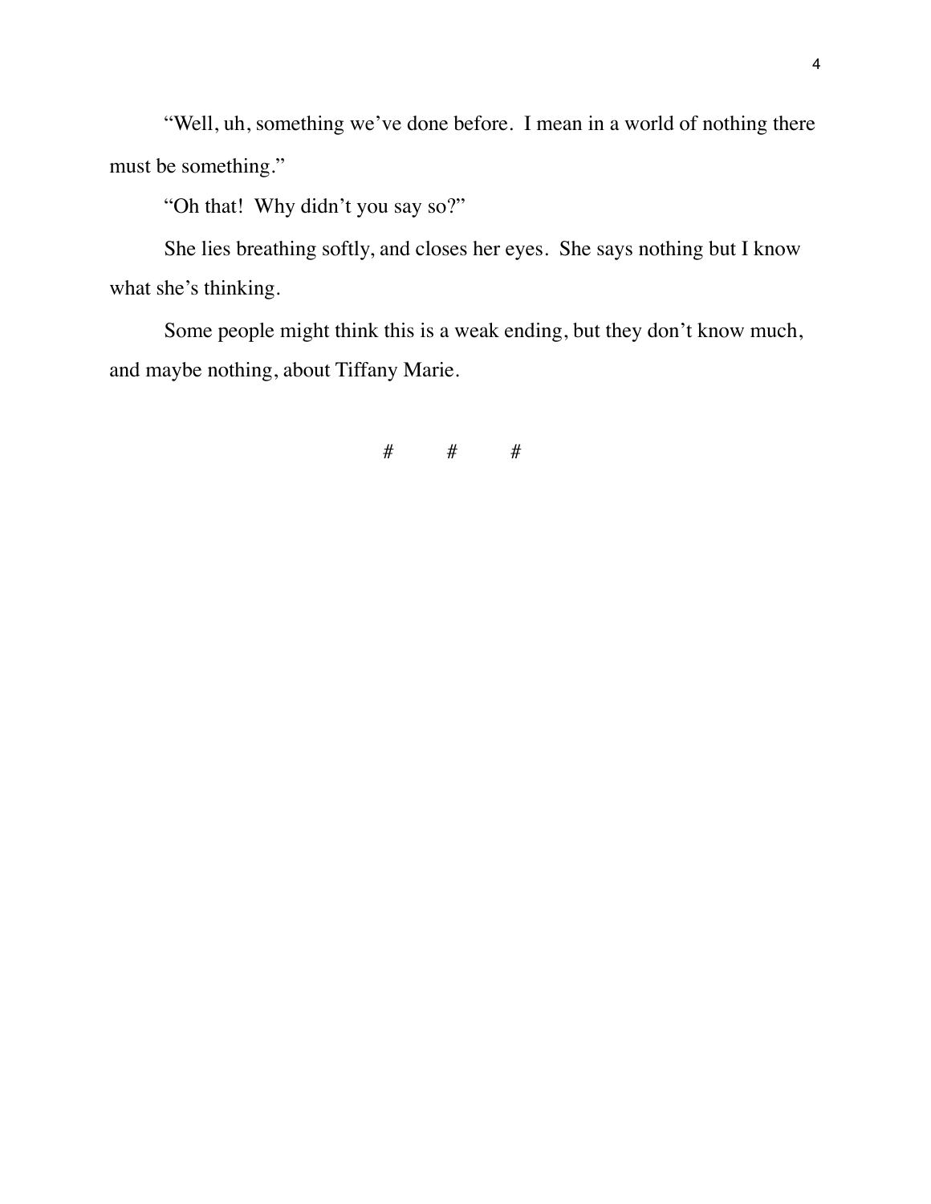"Well, uh, something we've done before. I mean in a world of nothing there must be something."

"Oh that! Why didn't you say so?"

She lies breathing softly, and closes her eyes. She says nothing but I know what she's thinking.

Some people might think this is a weak ending, but they don't know much, and maybe nothing, about Tiffany Marie.

# # #